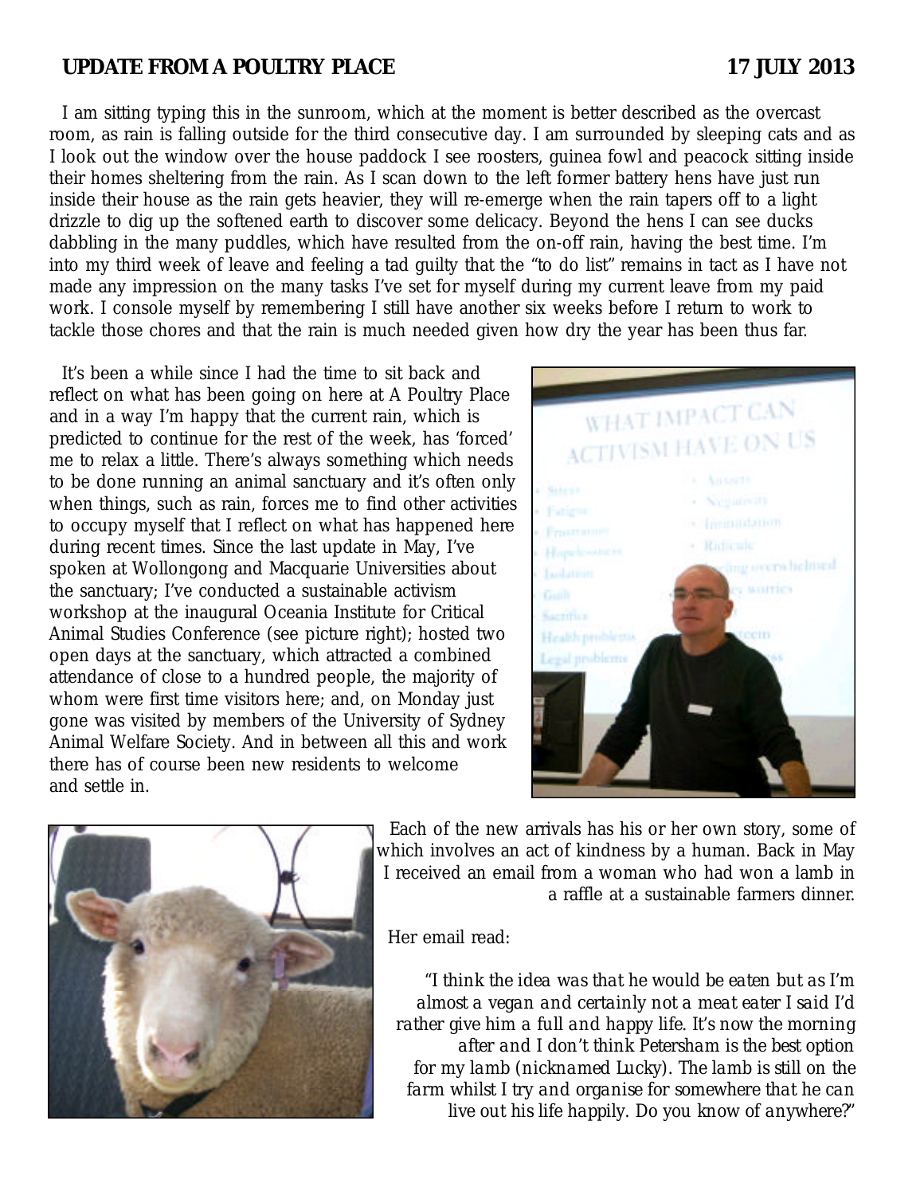**UPDATE FROM A POULTRY PLACE** **17 JULY 2013**

I am sitting typing this in the sunroom, which at the moment is better described as the overcast room, as rain is falling outside for the third consecutive day. I am surrounded by sleeping cats and as I look out the window over the house paddock I see roosters, guinea fowl and peacock sitting inside their homes sheltering from the rain. As I scan down to the left former battery hens have just run inside their house as the rain gets heavier, they will re-emerge when the rain tapers off to a light drizzle to dig up the softened earth to discover some delicacy. Beyond the hens I can see ducks dabbling in the many puddles, which have resulted from the on-off rain, having the best time. I'm into my third week of leave and feeling a tad guilty that the "to do list" remains in tact as I have not made any impression on the many tasks I've set for myself during my current leave from my paid work. I console myself by remembering I still have another six weeks before I return to work to tackle those chores and that the rain is much needed given how dry the year has been thus far.

It's been a while since I had the time to sit back and reflect on what has been going on here at A Poultry Place and in a way I'm happy that the current rain, which is predicted to continue for the rest of the week, has 'forced' me to relax a little. There's always something which needs to be done running an animal sanctuary and it's often only when things, such as rain, forces me to find other activities to occupy myself that I reflect on what has happened here during recent times. Since the last update in May, I've spoken at Wollongong and Macquarie Universities about the sanctuary; I've conducted a sustainable activism workshop at the inaugural Oceania Institute for Critical Animal Studies Conference (see picture right); hosted two open days at the sanctuary, which attracted a combined attendance of close to a hundred people, the majority of whom were first time visitors here; and, on Monday just gone was visited by members of the University of Sydney Animal Welfare Society. And in between all this and work there has of course been new residents to welcome and settle in.

Each of the new arrivals has his or her own story, some of which involves an act of kindness by a human. Back in May I received an email from a woman who had won a lamb in a raffle at a sustainable farmers dinner.

Her email read:

*"I think the idea was that he would be eaten but as I'm almost a vegan and certainly not a meat eater I said I'd rather give him a full and happy life. It's now the morning after and I don't think Petersham is the best option for my lamb (nicknamed Lucky). The lamb is still on the farm whilst I try and organise for somewhere that he can live out his life happily. Do you know of anywhere?"*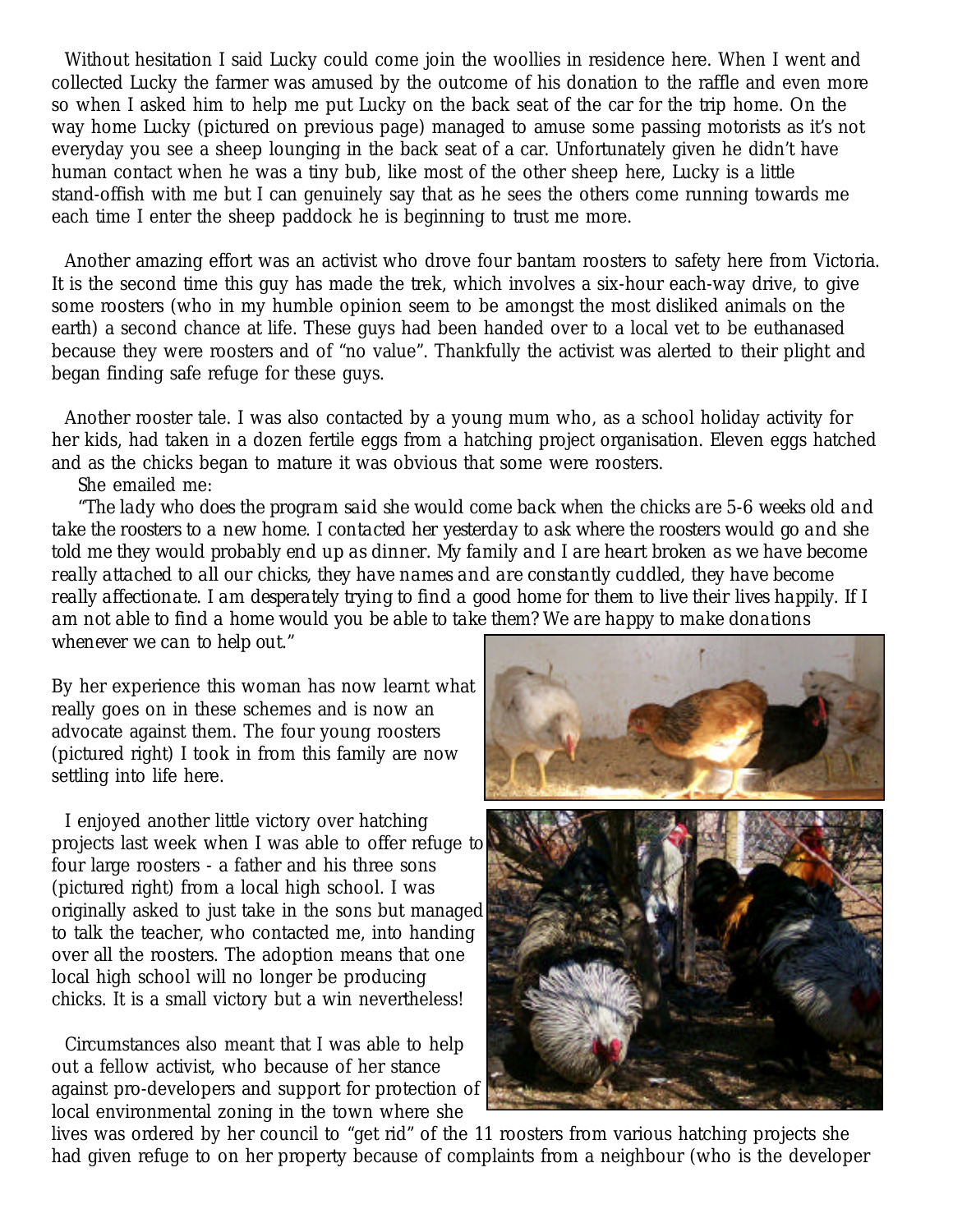Without hesitation I said Lucky could come join the woollies in residence here. When I went and collected Lucky the farmer was amused by the outcome of his donation to the raffle and even more so when I asked him to help me put Lucky on the back seat of the car for the trip home. On the way home Lucky (pictured on previous page) managed to amuse some passing motorists as it's not everyday you see a sheep lounging in the back seat of a car. Unfortunately given he didn't have human contact when he was a tiny bub, like most of the other sheep here, Lucky is a little stand-offish with me but I can genuinely say that as he sees the others come running towards me each time I enter the sheep paddock he is beginning to trust me more.

Another amazing effort was an activist who drove four bantam roosters to safety here from Victoria. It is the second time this guy has made the trek, which involves a six-hour each-way drive, to give some roosters (who in my humble opinion seem to be amongst the most disliked animals on the earth) a second chance at life. These guys had been handed over to a local vet to be euthanased because they were roosters and of "no value". Thankfully the activist was alerted to their plight and began finding safe refuge for these guys.

Another rooster tale. I was also contacted by a young mum who, as a school holiday activity for her kids, had taken in a dozen fertile eggs from a hatching project organisation. Eleven eggs hatched and as the chicks began to mature it was obvious that some were roosters.

She emailed me:

*"The lady who does the program said she would come back when the chicks are 5-6 weeks old and take the roosters to a new home. I contacted her yesterday to ask where the roosters would go and she told me they would probably end up as dinner. My family and I are heart broken as we have become really attached to all our chicks, they have names and are constantly cuddled, they have become really affectionate. I am desperately trying to find a good home for them to live their lives happily. If I am not able to find a home would you be able to take them? We are happy to make donations whenever we can to help out."*

By her experience this woman has now learnt what really goes on in these schemes and is now an advocate against them. The four young roosters (pictured right) I took in from this family are now settling into life here.

I enjoyed another little victory over hatching projects last week when I was able to offer refuge to four large roosters - a father and his three sons (pictured right) from a local high school. I was originally asked to just take in the sons but managed to talk the teacher, who contacted me, into handing over all the roosters. The adoption means that one local high school will no longer be producing chicks. It is a small victory but a win nevertheless!

Circumstances also meant that I was able to help out a fellow activist, who because of her stance against pro-developers and support for protection of local environmental zoning in the town where she lives was ordered by her council to "get rid" of the 11 roosters from various hatching projects she had given refuge to on her property because of complaints from a neighbour (who is the developer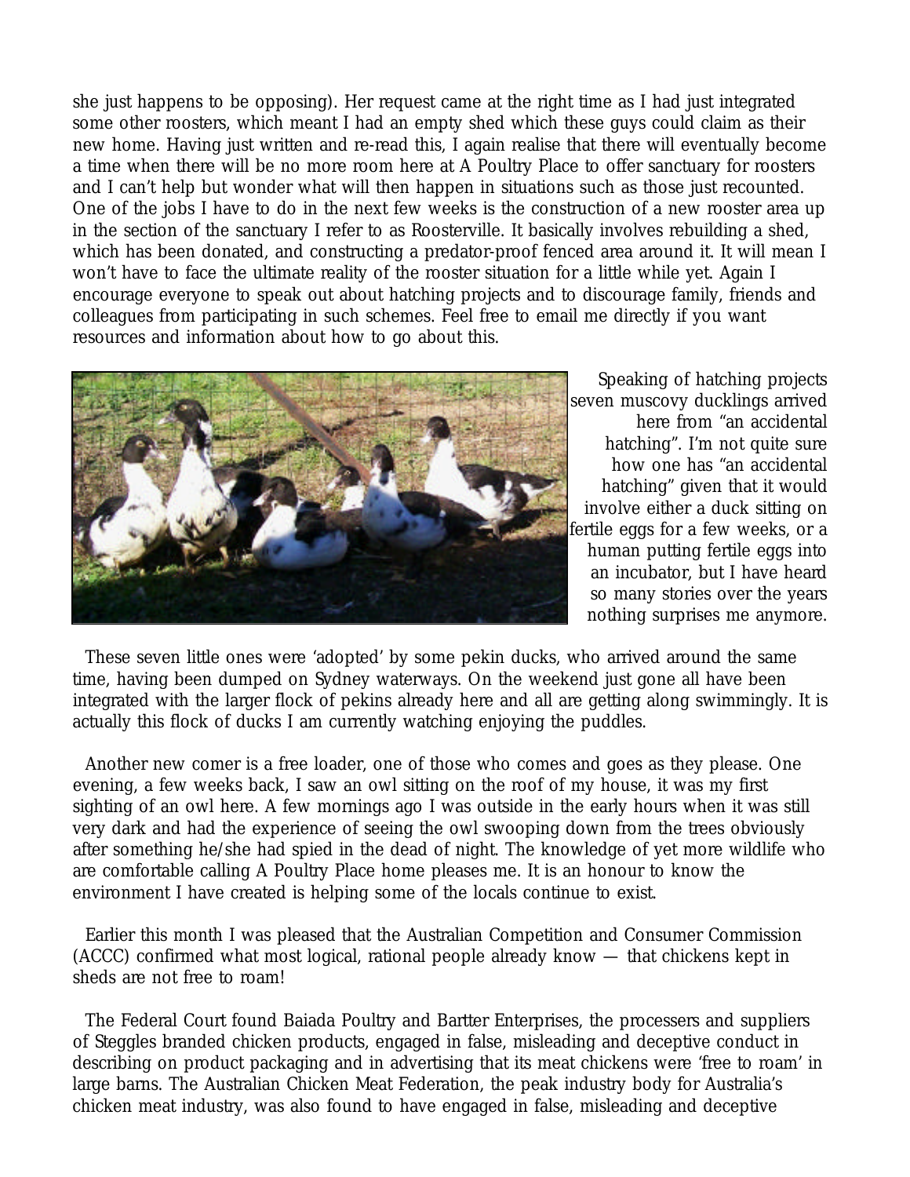she just happens to be opposing). Her request came at the right time as I had just integrated some other roosters, which meant I had an empty shed which these guys could claim as their new home. Having just written and re-read this, I again realise that there will eventually become a time when there will be no more room here at A Poultry Place to offer sanctuary for roosters and I can't help but wonder what will then happen in situations such as those just recounted. One of the jobs I have to do in the next few weeks is the construction of a new rooster area up in the section of the sanctuary I refer to as Roosterville. It basically involves rebuilding a shed, which has been donated, and constructing a predator-proof fenced area around it. It will mean I won't have to face the ultimate reality of the rooster situation for a little while yet. Again I encourage everyone to speak out about hatching projects and to discourage family, friends and colleagues from participating in such schemes. Feel free to email me directly if you want resources and information about how to go about this.

Speaking of hatching projects seven muscovy ducklings arrived here from "an accidental hatching". I'm not quite sure how one has "an accidental hatching" given that it would involve either a duck sitting on fertile eggs for a few weeks, or a human putting fertile eggs into an incubator, but I have heard so many stories over the years nothing surprises me anymore.

These seven little ones were 'adopted' by some pekin ducks, who arrived around the same time, having been dumped on Sydney waterways. On the weekend just gone all have been integrated with the larger flock of pekins already here and all are getting along swimmingly. It is actually this flock of ducks I am currently watching enjoying the puddles.

Another new comer is a free loader, one of those who comes and goes as they please. One evening, a few weeks back, I saw an owl sitting on the roof of my house, it was my first sighting of an owl here. A few mornings ago I was outside in the early hours when it was still very dark and had the experience of seeing the owl swooping down from the trees obviously after something he/she had spied in the dead of night. The knowledge of yet more wildlife who are comfortable calling A Poultry Place home pleases me. It is an honour to know the environment I have created is helping some of the locals continue to exist.

Earlier this month I was pleased that the Australian Competition and Consumer Commission (ACCC) confirmed what most logical, rational people already know — that chickens kept in sheds are not free to roam!

The Federal Court found Baiada Poultry and Bartter Enterprises, the processers and suppliers of Steggles branded chicken products, engaged in false, misleading and deceptive conduct in describing on product packaging and in advertising that its meat chickens were 'free to roam' in large barns. The Australian Chicken Meat Federation, the peak industry body for Australia's chicken meat industry, was also found to have engaged in false, misleading and deceptive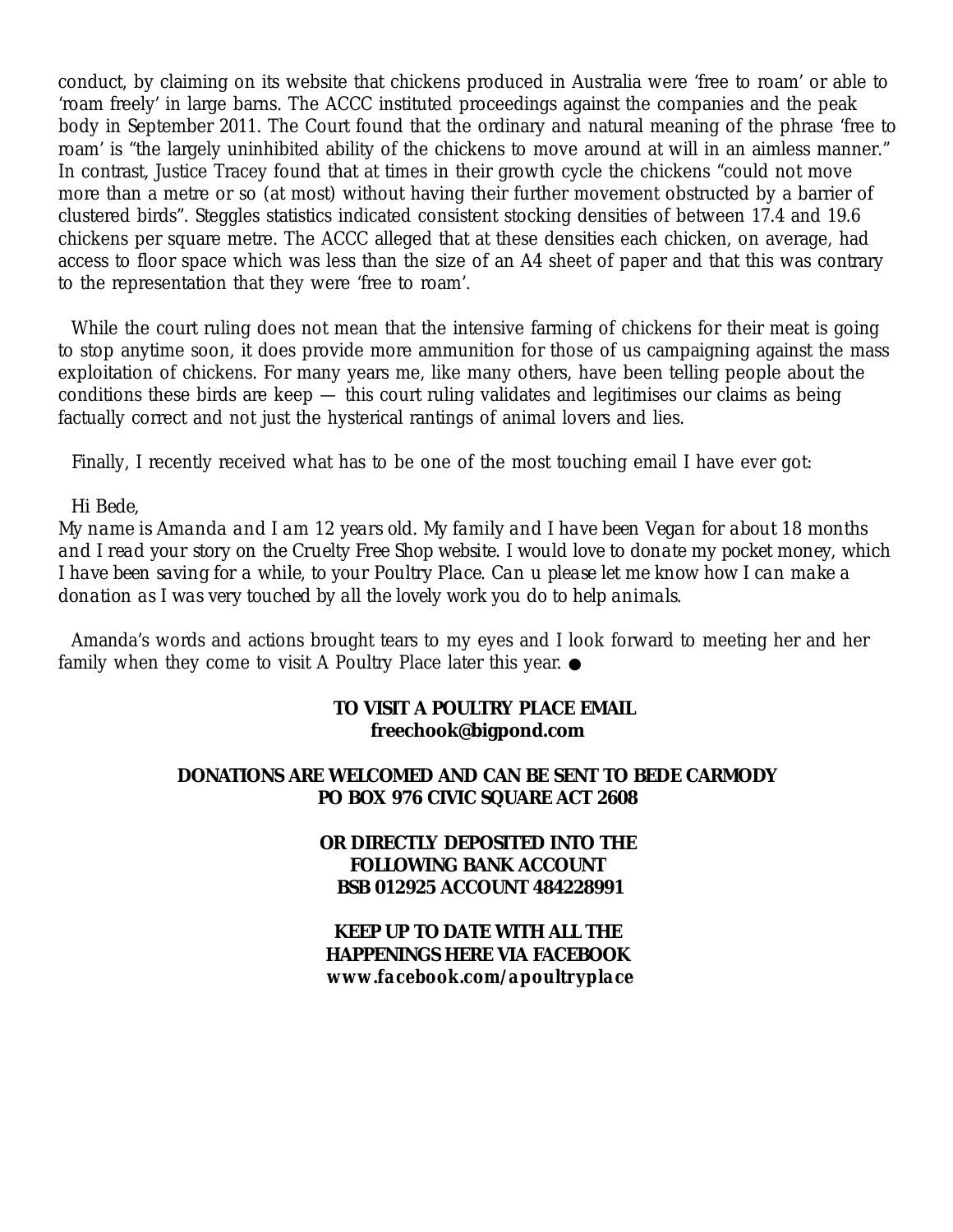conduct, by claiming on its website that chickens produced in Australia were 'free to roam' or able to 'roam freely' in large barns. The ACCC instituted proceedings against the companies and the peak body in September 2011. The Court found that the ordinary and natural meaning of the phrase 'free to roam' is "the largely uninhibited ability of the chickens to move around at will in an aimless manner." In contrast, Justice Tracey found that at times in their growth cycle the chickens "could not move more than a metre or so (at most) without having their further movement obstructed by a barrier of clustered birds". Steggles statistics indicated consistent stocking densities of between 17.4 and 19.6 chickens per square metre. The ACCC alleged that at these densities each chicken, on average, had access to floor space which was less than the size of an A4 sheet of paper and that this was contrary to the representation that they were 'free to roam'.

While the court ruling does not mean that the intensive farming of chickens for their meat is going to stop anytime soon, it does provide more ammunition for those of us campaigning against the mass exploitation of chickens. For many years me, like many others, have been telling people about the conditions these birds are keep — this court ruling validates and legitimises our claims as being factually correct and not just the hysterical rantings of animal lovers and lies.

Finally, I recently received what has to be one of the most touching email I have ever got:

Hi Bede,
*My name is Amanda and I am 12 years old. My family and I have been Vegan for about 18 months and I read your story on the Cruelty Free Shop website. I would love to donate my pocket money, which I have been saving for a while, to your Poultry Place. Can u please let me know how I can make a donation as I was very touched by all the lovely work you do to help animals.*

Amanda's words and actions brought tears to my eyes and I look forward to meeting her and her family when they come to visit A Poultry Place later this year. ●

**TO VISIT A POULTRY PLACE EMAIL**
**freechook@bigpond.com**

**DONATIONS ARE WELCOMED AND CAN BE SENT TO BEDE CARMODY**
**PO BOX 976 CIVIC SQUARE ACT 2608**

**OR DIRECTLY DEPOSITED INTO THE**
**FOLLOWING BANK ACCOUNT**
**BSB 012925 ACCOUNT 484228991**

**KEEP UP TO DATE WITH ALL THE**
**HAPPENINGS HERE VIA FACEBOOK**
**www.facebook.com/apoultryplace**